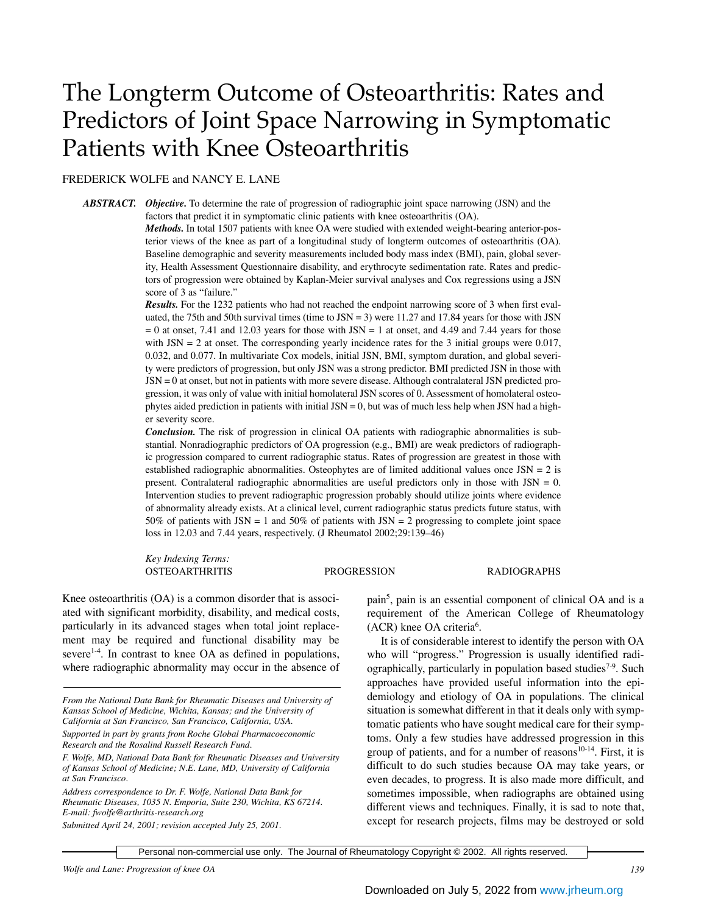# The Longterm Outcome of Osteoarthritis: Rates and Predictors of Joint Space Narrowing in Symptomatic Patients with Knee Osteoarthritis

FREDERICK WOLFE and NANCY E. LANE

***ABSTRACT.*** ***Objective.*** To determine the rate of progression of radiographic joint space narrowing (JSN) and the factors that predict it in symptomatic clinic patients with knee osteoarthritis (OA).

***Methods.*** In total 1507 patients with knee OA were studied with extended weight-bearing anterior-posterior views of the knee as part of a longitudinal study of longterm outcomes of osteoarthritis (OA). Baseline demographic and severity measurements included body mass index (BMI), pain, global severity, Health Assessment Questionnaire disability, and erythrocyte sedimentation rate. Rates and predictors of progression were obtained by Kaplan-Meier survival analyses and Cox regressions using a JSN score of 3 as "failure."

***Results.*** For the 1232 patients who had not reached the endpoint narrowing score of 3 when first evaluated, the 75th and 50th survival times (time to JSN = 3) were 11.27 and 17.84 years for those with JSN = 0 at onset, 7.41 and 12.03 years for those with JSN = 1 at onset, and 4.49 and 7.44 years for those with JSN = 2 at onset. The corresponding yearly incidence rates for the 3 initial groups were 0.017, 0.032, and 0.077. In multivariate Cox models, initial JSN, BMI, symptom duration, and global severity were predictors of progression, but only JSN was a strong predictor. BMI predicted JSN in those with JSN = 0 at onset, but not in patients with more severe disease. Although contralateral JSN predicted progression, it was only of value with initial homolateral JSN scores of 0. Assessment of homolateral osteophytes aided prediction in patients with initial JSN = 0, but was of much less help when JSN had a higher severity score.

***Conclusion.*** The risk of progression in clinical OA patients with radiographic abnormalities is substantial. Nonradiographic predictors of OA progression (e.g., BMI) are weak predictors of radiographic progression compared to current radiographic status. Rates of progression are greatest in those with established radiographic abnormalities. Osteophytes are of limited additional values once JSN = 2 is present. Contralateral radiographic abnormalities are useful predictors only in those with JSN = 0. Intervention studies to prevent radiographic progression probably should utilize joints where evidence of abnormality already exists. At a clinical level, current radiographic status predicts future status, with 50% of patients with JSN = 1 and 50% of patients with JSN = 2 progressing to complete joint space loss in 12.03 and 7.44 years, respectively. (J Rheumatol 2002;29:139–46)

*Key Indexing Terms:*
OSTEOARTHRITIS PROGRESSION RADIOGRAPHS

Knee osteoarthritis (OA) is a common disorder that is associated with significant morbidity, disability, and medical costs, particularly in its advanced stages when total joint replacement may be required and functional disability may be severe[1-4]. In contrast to knee OA as defined in populations, where radiographic abnormality may occur in the absence of pain[5], pain is an essential component of clinical OA and is a requirement of the American College of Rheumatology (ACR) knee OA criteria[6].

It is of considerable interest to identify the person with OA who will "progress." Progression is usually identified radiographically, particularly in population based studies[7-9]. Such approaches have provided useful information into the epidemiology and etiology of OA in populations. The clinical situation is somewhat different in that it deals only with symptomatic patients who have sought medical care for their symptoms. Only a few studies have addressed progression in this group of patients, and for a number of reasons[10-14]. First, it is difficult to do such studies because OA may take years, or even decades, to progress. It is also made more difficult, and sometimes impossible, when radiographs are obtained using different views and techniques. Finally, it is sad to note that, except for research projects, films may be destroyed or sold

*From the National Data Bank for Rheumatic Diseases and University of Kansas School of Medicine, Wichita, Kansas; and the University of California at San Francisco, San Francisco, California, USA.*

*Supported in part by grants from Roche Global Pharmacoeconomic Research and the Rosalind Russell Research Fund.*

*F. Wolfe, MD, National Data Bank for Rheumatic Diseases and University of Kansas School of Medicine; N.E. Lane, MD, University of California at San Francisco.*

*Address correspondence to Dr. F. Wolfe, National Data Bank for Rheumatic Diseases, 1035 N. Emporia, Suite 230, Wichita, KS 67214. E-mail: fwolfe@arthritis-research.org*

*Submitted April 24, 2001; revision accepted July 25, 2001.*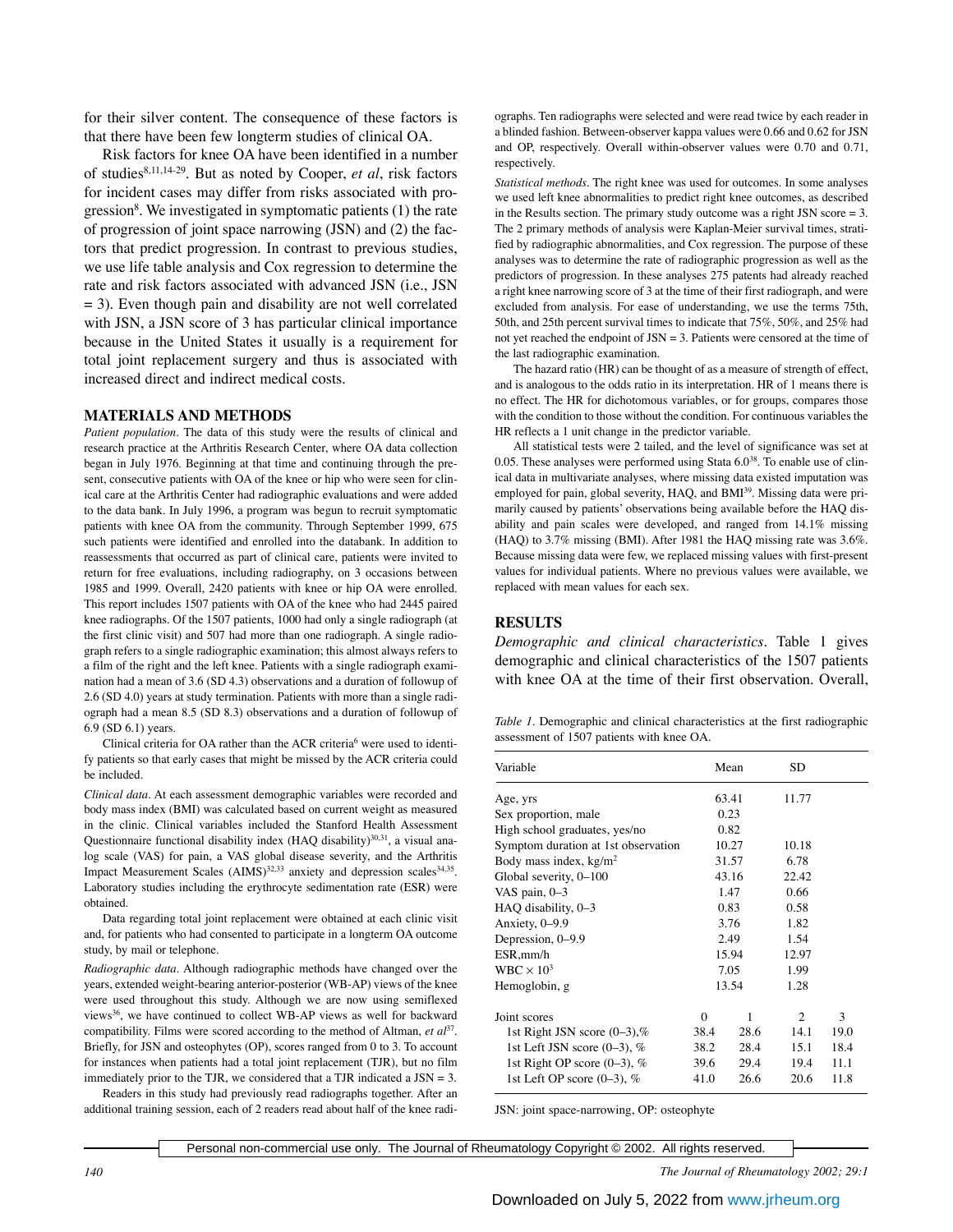for their silver content. The consequence of these factors is that there have been few longterm studies of clinical OA.

Risk factors for knee OA have been identified in a number of studies[8,11,14-29]. But as noted by Cooper, *et al*, risk factors for incident cases may differ from risks associated with progression[8]. We investigated in symptomatic patients (1) the rate of progression of joint space narrowing (JSN) and (2) the factors that predict progression. In contrast to previous studies, we use life table analysis and Cox regression to determine the rate and risk factors associated with advanced JSN (i.e., JSN = 3). Even though pain and disability are not well correlated with JSN, a JSN score of 3 has particular clinical importance because in the United States it usually is a requirement for total joint replacement surgery and thus is associated with increased direct and indirect medical costs.

## MATERIALS AND METHODS

*Patient population*. The data of this study were the results of clinical and research practice at the Arthritis Research Center, where OA data collection began in July 1976. Beginning at that time and continuing through the present, consecutive patients with OA of the knee or hip who were seen for clinical care at the Arthritis Center had radiographic evaluations and were added to the data bank. In July 1996, a program was begun to recruit symptomatic patients with knee OA from the community. Through September 1999, 675 such patients were identified and enrolled into the databank. In addition to reassessments that occurred as part of clinical care, patients were invited to return for free evaluations, including radiography, on 3 occasions between 1985 and 1999. Overall, 2420 patients with knee or hip OA were enrolled. This report includes 1507 patients with OA of the knee who had 2445 paired knee radiographs. Of the 1507 patients, 1000 had only a single radiograph (at the first clinic visit) and 507 had more than one radiograph. A single radiograph refers to a single radiographic examination; this almost always refers to a film of the right and the left knee. Patients with a single radiograph examination had a mean of 3.6 (SD 4.3) observations and a duration of followup of 2.6 (SD 4.0) years at study termination. Patients with more than a single radiograph had a mean 8.5 (SD 8.3) observations and a duration of followup of 6.9 (SD 6.1) years.

Clinical criteria for OA rather than the ACR criteria[6] were used to identify patients so that early cases that might be missed by the ACR criteria could be included.

*Clinical data*. At each assessment demographic variables were recorded and body mass index (BMI) was calculated based on current weight as measured in the clinic. Clinical variables included the Stanford Health Assessment Questionnaire functional disability index (HAQ disability)[30,31], a visual analog scale (VAS) for pain, a VAS global disease severity, and the Arthritis Impact Measurement Scales (AIMS)[32,33] anxiety and depression scales[34,35]. Laboratory studies including the erythrocyte sedimentation rate (ESR) were obtained.

Data regarding total joint replacement were obtained at each clinic visit and, for patients who had consented to participate in a longterm OA outcome study, by mail or telephone.

*Radiographic data*. Although radiographic methods have changed over the years, extended weight-bearing anterior-posterior (WB-AP) views of the knee were used throughout this study. Although we are now using semiflexed views[36], we have continued to collect WB-AP views as well for backward compatibility. Films were scored according to the method of Altman, *et al*[37]. Briefly, for JSN and osteophytes (OP), scores ranged from 0 to 3. To account for instances when patients had a total joint replacement (TJR), but no film immediately prior to the TJR, we considered that a TJR indicated a JSN = 3.

Readers in this study had previously read radiographs together. After an additional training session, each of 2 readers read about half of the knee radiographs. Ten radiographs were selected and were read twice by each reader in a blinded fashion. Between-observer kappa values were 0.66 and 0.62 for JSN and OP, respectively. Overall within-observer values were 0.70 and 0.71, respectively.

*Statistical methods*. The right knee was used for outcomes. In some analyses we used left knee abnormalities to predict right knee outcomes, as described in the Results section. The primary study outcome was a right JSN score = 3. The 2 primary methods of analysis were Kaplan-Meier survival times, stratified by radiographic abnormalities, and Cox regression. The purpose of these analyses was to determine the rate of radiographic progression as well as the predictors of progression. In these analyses 275 patents had already reached a right knee narrowing score of 3 at the time of their first radiograph, and were excluded from analysis. For ease of understanding, we use the terms 75th, 50th, and 25th percent survival times to indicate that 75%, 50%, and 25% had not yet reached the endpoint of JSN = 3. Patients were censored at the time of the last radiographic examination.

The hazard ratio (HR) can be thought of as a measure of strength of effect, and is analogous to the odds ratio in its interpretation. HR of 1 means there is no effect. The HR for dichotomous variables, or for groups, compares those with the condition to those without the condition. For continuous variables the HR reflects a 1 unit change in the predictor variable.

All statistical tests were 2 tailed, and the level of significance was set at 0.05. These analyses were performed using Stata 6.0[38]. To enable use of clinical data in multivariate analyses, where missing data existed imputation was employed for pain, global severity, HAQ, and BMI[39]. Missing data were primarily caused by patients' observations being available before the HAQ disability and pain scales were developed, and ranged from 14.1% missing (HAQ) to 3.7% missing (BMI). After 1981 the HAQ missing rate was 3.6%. Because missing data were few, we replaced missing values with first-present values for individual patients. Where no previous values were available, we replaced with mean values for each sex.

## RESULTS

*Demographic and clinical characteristics*. Table 1 gives demographic and clinical characteristics of the 1507 patients with knee OA at the time of their first observation. Overall,

*Table 1*. Demographic and clinical characteristics at the first radiographic assessment of 1507 patients with knee OA.

| Variable | Mean | | SD | |
|---|---|---|---|---|
| Age, yrs | 63.41 | | 11.77 | |
| Sex proportion, male | 0.23 | | | |
| High school graduates, yes/no | 0.82 | | | |
| Symptom duration at 1st observation | 10.27 | | 10.18 | |
| Body mass index, kg/m$^2$ | 31.57 | | 6.78 | |
| Global severity, 0–100 | 43.16 | | 22.42 | |
| VAS pain, 0–3 | 1.47 | | 0.66 | |
| HAQ disability, 0–3 | 0.83 | | 0.58 | |
| Anxiety, 0–9.9 | 3.76 | | 1.82 | |
| Depression, 0–9.9 | 2.49 | | 1.54 | |
| ESR,mm/h | 15.94 | | 12.97 | |
| WBC × 10$^3$ | 7.05 | | 1.99 | |
| Hemoglobin, g | 13.54 | | 1.28 | |
| Joint scores | 0 | 1 | 2 | 3 |
| 1st Right JSN score (0–3),% | 38.4 | 28.6 | 14.1 | 19.0 |
| 1st Left JSN score (0–3), % | 38.2 | 28.4 | 15.1 | 18.4 |
| 1st Right OP score (0–3), % | 39.6 | 29.4 | 19.4 | 11.1 |
| 1st Left OP score (0–3), % | 41.0 | 26.6 | 20.6 | 11.8 |

JSN: joint space-narrowing, OP: osteophyte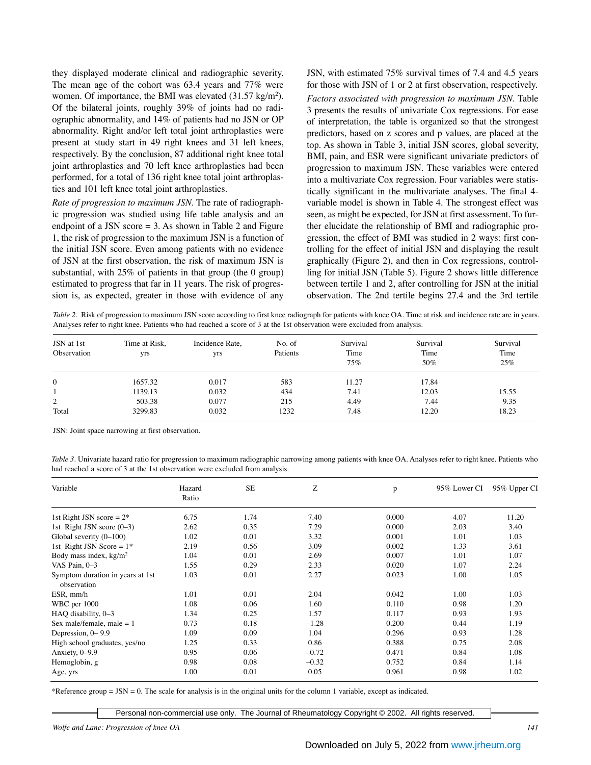they displayed moderate clinical and radiographic severity. The mean age of the cohort was 63.4 years and 77% were women. Of importance, the BMI was elevated (31.57 kg/m$^2$). Of the bilateral joints, roughly 39% of joints had no radiographic abnormality, and 14% of patients had no JSN or OP abnormality. Right and/or left total joint arthroplasties were present at study start in 49 right knees and 31 left knees, respectively. By the conclusion, 87 additional right knee total joint arthroplasties and 70 left knee arthroplasties had been performed, for a total of 136 right knee total joint arthroplasties and 101 left knee total joint arthroplasties.

*Rate of progression to maximum JSN.* The rate of radiographic progression was studied using life table analysis and an endpoint of a JSN score = 3. As shown in Table 2 and Figure 1, the risk of progression to the maximum JSN is a function of the initial JSN score. Even among patients with no evidence of JSN at the first observation, the risk of maximum JSN is substantial, with 25% of patients in that group (the 0 group) estimated to progress that far in 11 years. The risk of progression is, as expected, greater in those with evidence of any JSN, with estimated 75% survival times of 7.4 and 4.5 years for those with JSN of 1 or 2 at first observation, respectively.

*Factors associated with progression to maximum JSN.* Table 3 presents the results of univariate Cox regressions. For ease of interpretation, the table is organized so that the strongest predictors, based on z scores and p values, are placed at the top. As shown in Table 3, initial JSN scores, global severity, BMI, pain, and ESR were significant univariate predictors of progression to maximum JSN. These variables were entered into a multivariate Cox regression. Four variables were statistically significant in the multivariate analyses. The final 4-variable model is shown in Table 4. The strongest effect was seen, as might be expected, for JSN at first assessment. To further elucidate the relationship of BMI and radiographic progression, the effect of BMI was studied in 2 ways: first controlling for the effect of initial JSN and displaying the result graphically (Figure 2), and then in Cox regressions, controlling for initial JSN (Table 5). Figure 2 shows little difference between tertile 1 and 2, after controlling for JSN at the initial observation. The 2nd tertile begins 27.4 and the 3rd tertile

*Table 2.* Risk of progression to maximum JSN score according to first knee radiograph for patients with knee OA. Time at risk and incidence rate are in years. Analyses refer to right knee. Patients who had reached a score of 3 at the 1st observation were excluded from analysis.

| JSN at 1st Observation | Time at Risk, yrs | Incidence Rate, yrs | No. of Patients | Survival Time 75% | Survival Time 50% | Survival Time 25% |
|---|---|---|---|---|---|---|
| 0 | 1657.32 | 0.017 | 583 | 11.27 | 17.84 | |
| 1 | 1139.13 | 0.032 | 434 | 7.41 | 12.03 | 15.55 |
| 2 | 503.38 | 0.077 | 215 | 4.49 | 7.44 | 9.35 |
| Total | 3299.83 | 0.032 | 1232 | 7.48 | 12.20 | 18.23 |

JSN: Joint space narrowing at first observation.

*Table 3.* Univariate hazard ratio for progression to maximum radiographic narrowing among patients with knee OA. Analyses refer to right knee. Patients who had reached a score of 3 at the 1st observation were excluded from analysis.

| Variable | Hazard Ratio | SE | Z | p | 95% Lower CI | 95% Upper CI |
|---|---|---|---|---|---|---|
| 1st Right JSN score = 2* | 6.75 | 1.74 | 7.40 | 0.000 | 4.07 | 11.20 |
| 1st Right JSN score (0–3) | 2.62 | 0.35 | 7.29 | 0.000 | 2.03 | 3.40 |
| Global severity (0–100) | 1.02 | 0.01 | 3.32 | 0.001 | 1.01 | 1.03 |
| 1st Right JSN Score = 1* | 2.19 | 0.56 | 3.09 | 0.002 | 1.33 | 3.61 |
| Body mass index, kg/m$^2$ | 1.04 | 0.01 | 2.69 | 0.007 | 1.01 | 1.07 |
| VAS Pain, 0–3 | 1.55 | 0.29 | 2.33 | 0.020 | 1.07 | 2.24 |
| Symptom duration in years at 1st observation | 1.03 | 0.01 | 2.27 | 0.023 | 1.00 | 1.05 |
| ESR, mm/h | 1.01 | 0.01 | 2.04 | 0.042 | 1.00 | 1.03 |
| WBC per 1000 | 1.08 | 0.06 | 1.60 | 0.110 | 0.98 | 1.20 |
| HAQ disability, 0–3 | 1.34 | 0.25 | 1.57 | 0.117 | 0.93 | 1.93 |
| Sex male/female, male = 1 | 0.73 | 0.18 | −1.28 | 0.200 | 0.44 | 1.19 |
| Depression, 0– 9.9 | 1.09 | 0.09 | 1.04 | 0.296 | 0.93 | 1.28 |
| High school graduates, yes/no | 1.25 | 0.33 | 0.86 | 0.388 | 0.75 | 2.08 |
| Anxiety, 0–9.9 | 0.95 | 0.06 | −0.72 | 0.471 | 0.84 | 1.08 |
| Hemoglobin, g | 0.98 | 0.08 | −0.32 | 0.752 | 0.84 | 1.14 |
| Age, yrs | 1.00 | 0.01 | 0.05 | 0.961 | 0.98 | 1.02 |

*Reference group = JSN = 0. The scale for analysis is in the original units for the column 1 variable, except as indicated.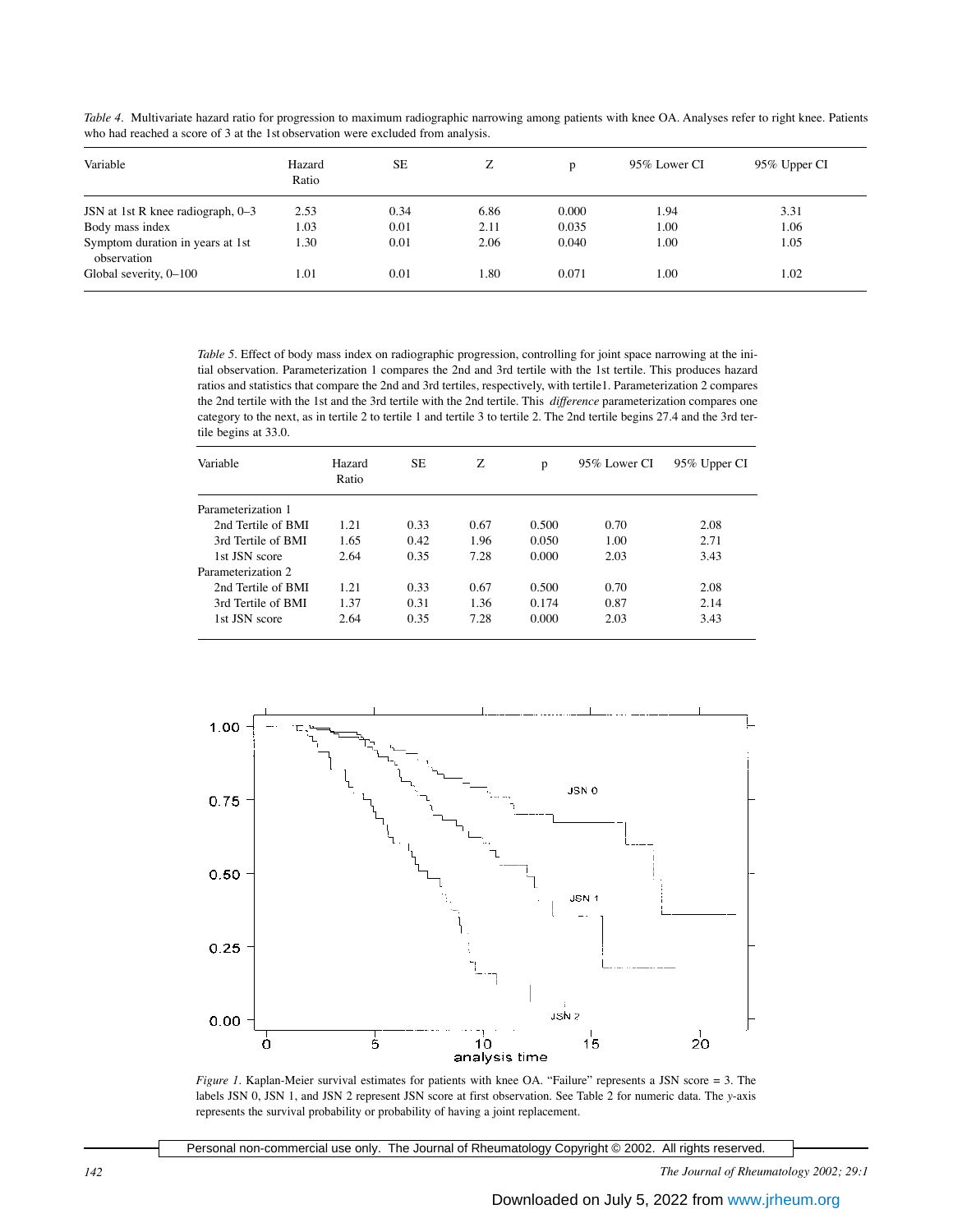*Table 4*. Multivariate hazard ratio for progression to maximum radiographic narrowing among patients with knee OA. Analyses refer to right knee. Patients who had reached a score of 3 at the 1st observation were excluded from analysis.

| Variable | Hazard Ratio | SE | Z | p | 95% Lower CI | 95% Upper CI |
|---|---|---|---|---|---|---|
| JSN at 1st R knee radiograph, 0–3 | 2.53 | 0.34 | 6.86 | 0.000 | 1.94 | 3.31 |
| Body mass index | 1.03 | 0.01 | 2.11 | 0.035 | 1.00 | 1.06 |
| Symptom duration in years at 1st observation | 1.30 | 0.01 | 2.06 | 0.040 | 1.00 | 1.05 |
| Global severity, 0–100 | 1.01 | 0.01 | 1.80 | 0.071 | 1.00 | 1.02 |

*Table 5*. Effect of body mass index on radiographic progression, controlling for joint space narrowing at the initial observation. Parameterization 1 compares the 2nd and 3rd tertile with the 1st tertile. This produces hazard ratios and statistics that compare the 2nd and 3rd tertiles, respectively, with tertile1. Parameterization 2 compares the 2nd tertile with the 1st and the 3rd tertile with the 2nd tertile. This *difference* parameterization compares one category to the next, as in tertile 2 to tertile 1 and tertile 3 to tertile 2. The 2nd tertile begins 27.4 and the 3rd tertile begins at 33.0.

| Variable | Hazard Ratio | SE | Z | p | 95% Lower CI | 95% Upper CI |
|---|---|---|---|---|---|---|
| Parameterization 1 | | | | | | |
| 2nd Tertile of BMI | 1.21 | 0.33 | 0.67 | 0.500 | 0.70 | 2.08 |
| 3rd Tertile of BMI | 1.65 | 0.42 | 1.96 | 0.050 | 1.00 | 2.71 |
| 1st JSN score | 2.64 | 0.35 | 7.28 | 0.000 | 2.03 | 3.43 |
| Parameterization 2 | | | | | | |
| 2nd Tertile of BMI | 1.21 | 0.33 | 0.67 | 0.500 | 0.70 | 2.08 |
| 3rd Tertile of BMI | 1.37 | 0.31 | 1.36 | 0.174 | 0.87 | 2.14 |
| 1st JSN score | 2.64 | 0.35 | 7.28 | 0.000 | 2.03 | 3.43 |

1.00
0.75
0.50
0.25
0.00
0
5
10
15
20
analysis time
JSN 0
JSN 1
JSN 2

*Figure 1*. Kaplan-Meier survival estimates for patients with knee OA. "Failure" represents a JSN score = 3. The labels JSN 0, JSN 1, and JSN 2 represent JSN score at first observation. See Table 2 for numeric data. The *y*-axis represents the survival probability or probability of having a joint replacement.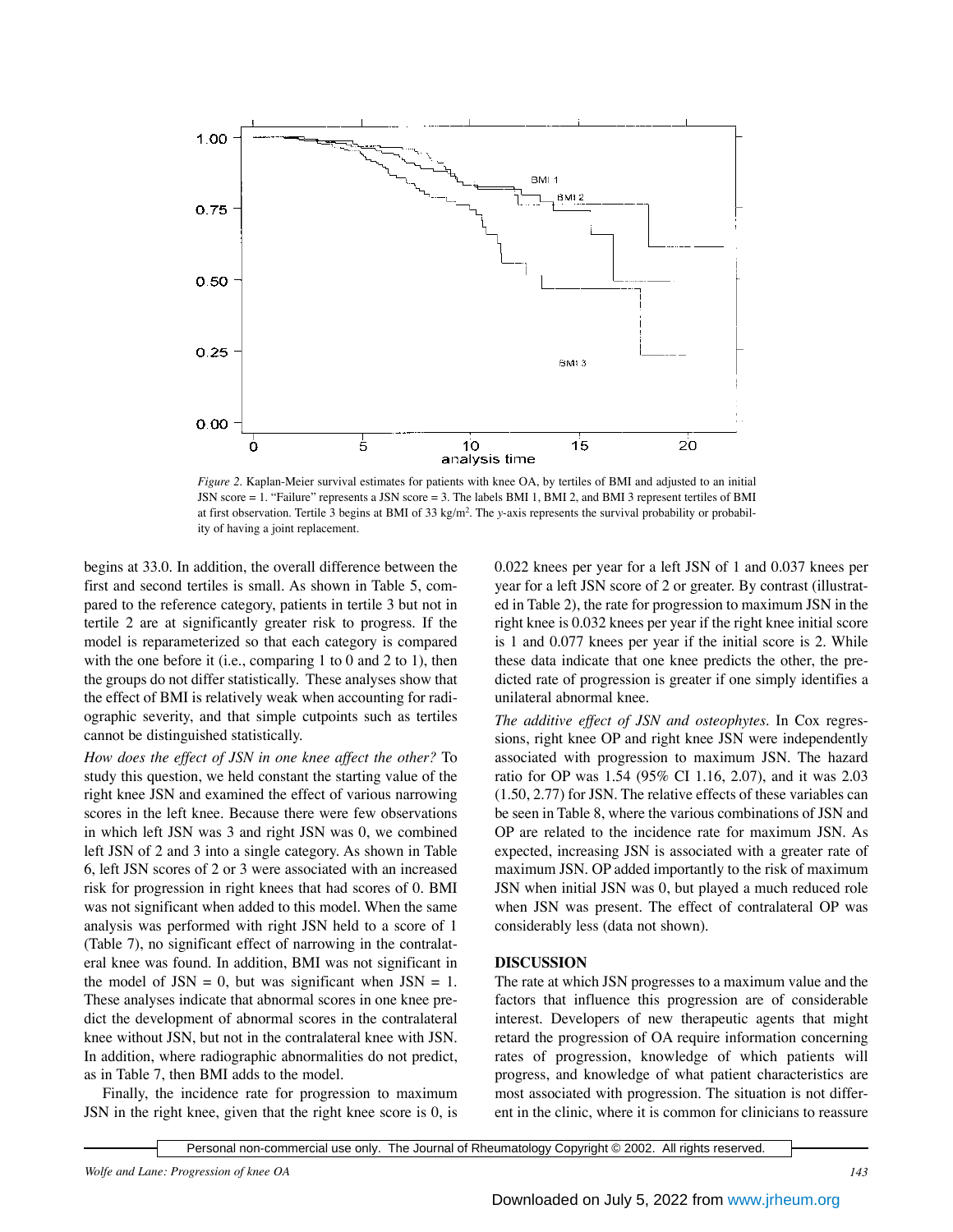*Figure 2.* Kaplan-Meier survival estimates for patients with knee OA, by tertiles of BMI and adjusted to an initial JSN score = 1. "Failure" represents a JSN score = 3. The labels BMI 1, BMI 2, and BMI 3 represent tertiles of BMI at first observation. Tertile 3 begins at BMI of 33 kg/m$^2$. The *y*-axis represents the survival probability or probability of having a joint replacement.

begins at 33.0. In addition, the overall difference between the first and second tertiles is small. As shown in Table 5, compared to the reference category, patients in tertile 3 but not in tertile 2 are at significantly greater risk to progress. If the model is reparameterized so that each category is compared with the one before it (i.e., comparing 1 to 0 and 2 to 1), then the groups do not differ statistically. These analyses show that the effect of BMI is relatively weak when accounting for radiographic severity, and that simple cutpoints such as tertiles cannot be distinguished statistically.

*How does the effect of JSN in one knee affect the other?* To study this question, we held constant the starting value of the right knee JSN and examined the effect of various narrowing scores in the left knee. Because there were few observations in which left JSN was 3 and right JSN was 0, we combined left JSN of 2 and 3 into a single category. As shown in Table 6, left JSN scores of 2 or 3 were associated with an increased risk for progression in right knees that had scores of 0. BMI was not significant when added to this model. When the same analysis was performed with right JSN held to a score of 1 (Table 7), no significant effect of narrowing in the contralateral knee was found. In addition, BMI was not significant in the model of JSN = 0, but was significant when JSN = 1. These analyses indicate that abnormal scores in one knee predict the development of abnormal scores in the contralateral knee without JSN, but not in the contralateral knee with JSN. In addition, where radiographic abnormalities do not predict, as in Table 7, then BMI adds to the model.

Finally, the incidence rate for progression to maximum JSN in the right knee, given that the right knee score is 0, is 0.022 knees per year for a left JSN of 1 and 0.037 knees per year for a left JSN score of 2 or greater. By contrast (illustrated in Table 2), the rate for progression to maximum JSN in the right knee is 0.032 knees per year if the right knee initial score is 1 and 0.077 knees per year if the initial score is 2. While these data indicate that one knee predicts the other, the predicted rate of progression is greater if one simply identifies a unilateral abnormal knee.

*The additive effect of JSN and osteophytes.* In Cox regressions, right knee OP and right knee JSN were independently associated with progression to maximum JSN. The hazard ratio for OP was 1.54 (95% CI 1.16, 2.07), and it was 2.03 (1.50, 2.77) for JSN. The relative effects of these variables can be seen in Table 8, where the various combinations of JSN and OP are related to the incidence rate for maximum JSN. As expected, increasing JSN is associated with a greater rate of maximum JSN. OP added importantly to the risk of maximum JSN when initial JSN was 0, but played a much reduced role when JSN was present. The effect of contralateral OP was considerably less (data not shown).

## DISCUSSION

The rate at which JSN progresses to a maximum value and the factors that influence this progression are of considerable interest. Developers of new therapeutic agents that might retard the progression of OA require information concerning rates of progression, knowledge of which patients will progress, and knowledge of what patient characteristics are most associated with progression. The situation is not different in the clinic, where it is common for clinicians to reassure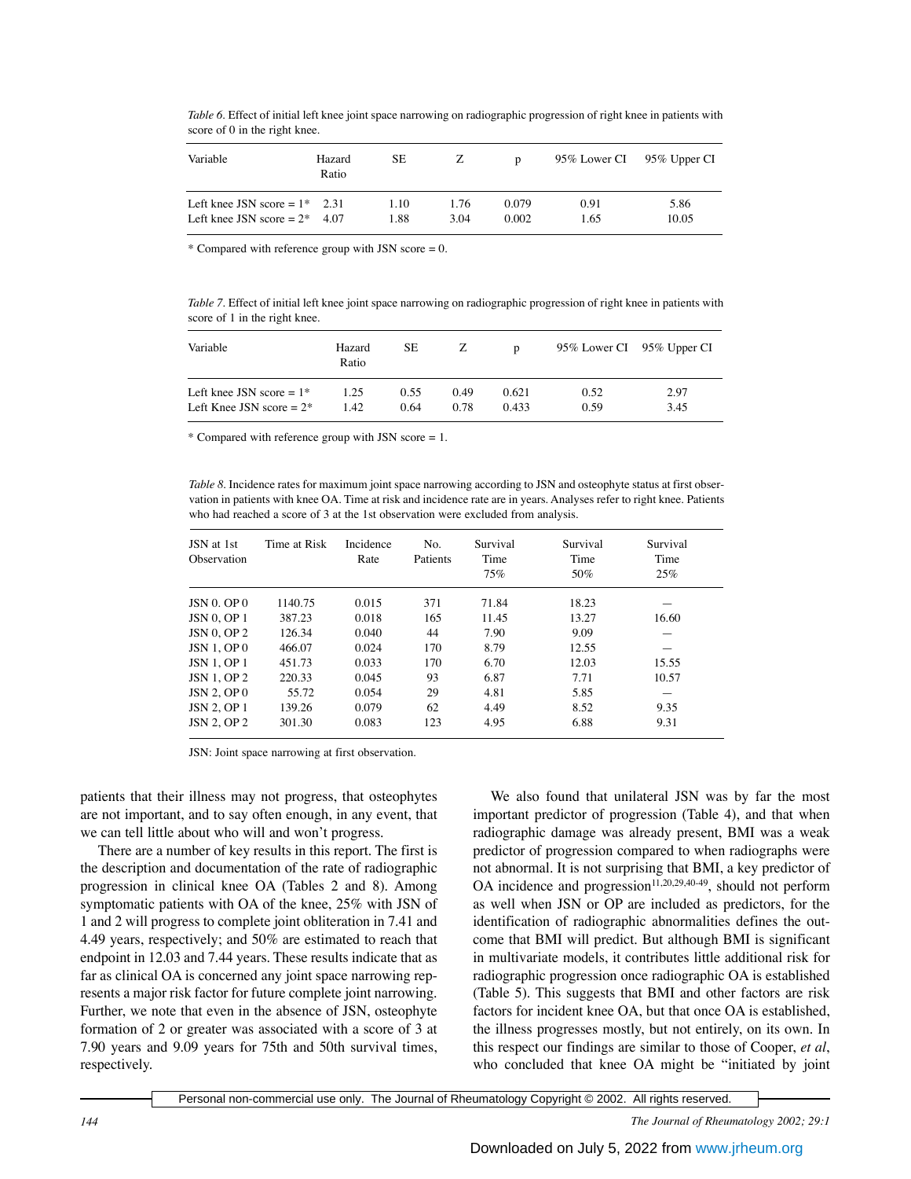*Table 6*. Effect of initial left knee joint space narrowing on radiographic progression of right knee in patients with score of 0 in the right knee.

| Variable | Hazard Ratio | SE | Z | p | 95% Lower CI | 95% Upper CI |
|---|---|---|---|---|---|---|
| Left knee JSN score = 1* | 2.31 | 1.10 | 1.76 | 0.079 | 0.91 | 5.86 |
| Left knee JSN score = 2* | 4.07 | 1.88 | 3.04 | 0.002 | 1.65 | 10.05 |

\* Compared with reference group with JSN score = 0.

*Table 7*. Effect of initial left knee joint space narrowing on radiographic progression of right knee in patients with score of 1 in the right knee.

| Variable | Hazard Ratio | SE | Z | p | 95% Lower CI | 95% Upper CI |
|---|---|---|---|---|---|---|
| Left knee JSN score = 1* | 1.25 | 0.55 | 0.49 | 0.621 | 0.52 | 2.97 |
| Left Knee JSN score = 2* | 1.42 | 0.64 | 0.78 | 0.433 | 0.59 | 3.45 |

\* Compared with reference group with JSN score = 1.

*Table 8*. Incidence rates for maximum joint space narrowing according to JSN and osteophyte status at first observation in patients with knee OA. Time at risk and incidence rate are in years. Analyses refer to right knee. Patients who had reached a score of 3 at the 1st observation were excluded from analysis.

| JSN at 1st Observation | Time at Risk | Incidence Rate | No. Patients | Survival Time 75% | Survival Time 50% | Survival Time 25% |
|---|---|---|---|---|---|---|
| JSN 0. OP 0 | 1140.75 | 0.015 | 371 | 71.84 | 18.23 | — |
| JSN 0, OP 1 | 387.23 | 0.018 | 165 | 11.45 | 13.27 | 16.60 |
| JSN 0, OP 2 | 126.34 | 0.040 | 44 | 7.90 | 9.09 | — |
| JSN 1, OP 0 | 466.07 | 0.024 | 170 | 8.79 | 12.55 | — |
| JSN 1, OP 1 | 451.73 | 0.033 | 170 | 6.70 | 12.03 | 15.55 |
| JSN 1, OP 2 | 220.33 | 0.045 | 93 | 6.87 | 7.71 | 10.57 |
| JSN 2, OP 0 | 55.72 | 0.054 | 29 | 4.81 | 5.85 | — |
| JSN 2, OP 1 | 139.26 | 0.079 | 62 | 4.49 | 8.52 | 9.35 |
| JSN 2, OP 2 | 301.30 | 0.083 | 123 | 4.95 | 6.88 | 9.31 |

JSN: Joint space narrowing at first observation.

patients that their illness may not progress, that osteophytes are not important, and to say often enough, in any event, that we can tell little about who will and won't progress.

There are a number of key results in this report. The first is the description and documentation of the rate of radiographic progression in clinical knee OA (Tables 2 and 8). Among symptomatic patients with OA of the knee, 25% with JSN of 1 and 2 will progress to complete joint obliteration in 7.41 and 4.49 years, respectively; and 50% are estimated to reach that endpoint in 12.03 and 7.44 years. These results indicate that as far as clinical OA is concerned any joint space narrowing represents a major risk factor for future complete joint narrowing. Further, we note that even in the absence of JSN, osteophyte formation of 2 or greater was associated with a score of 3 at 7.90 years and 9.09 years for 75th and 50th survival times, respectively.

We also found that unilateral JSN was by far the most important predictor of progression (Table 4), and that when radiographic damage was already present, BMI was a weak predictor of progression compared to when radiographs were not abnormal. It is not surprising that BMI, a key predictor of OA incidence and progression[11,20,29,40-49], should not perform as well when JSN or OP are included as predictors, for the identification of radiographic abnormalities defines the outcome that BMI will predict. But although BMI is significant in multivariate models, it contributes little additional risk for radiographic progression once radiographic OA is established (Table 5). This suggests that BMI and other factors are risk factors for incident knee OA, but that once OA is established, the illness progresses mostly, but not entirely, on its own. In this respect our findings are similar to those of Cooper, *et al*, who concluded that knee OA might be "initiated by joint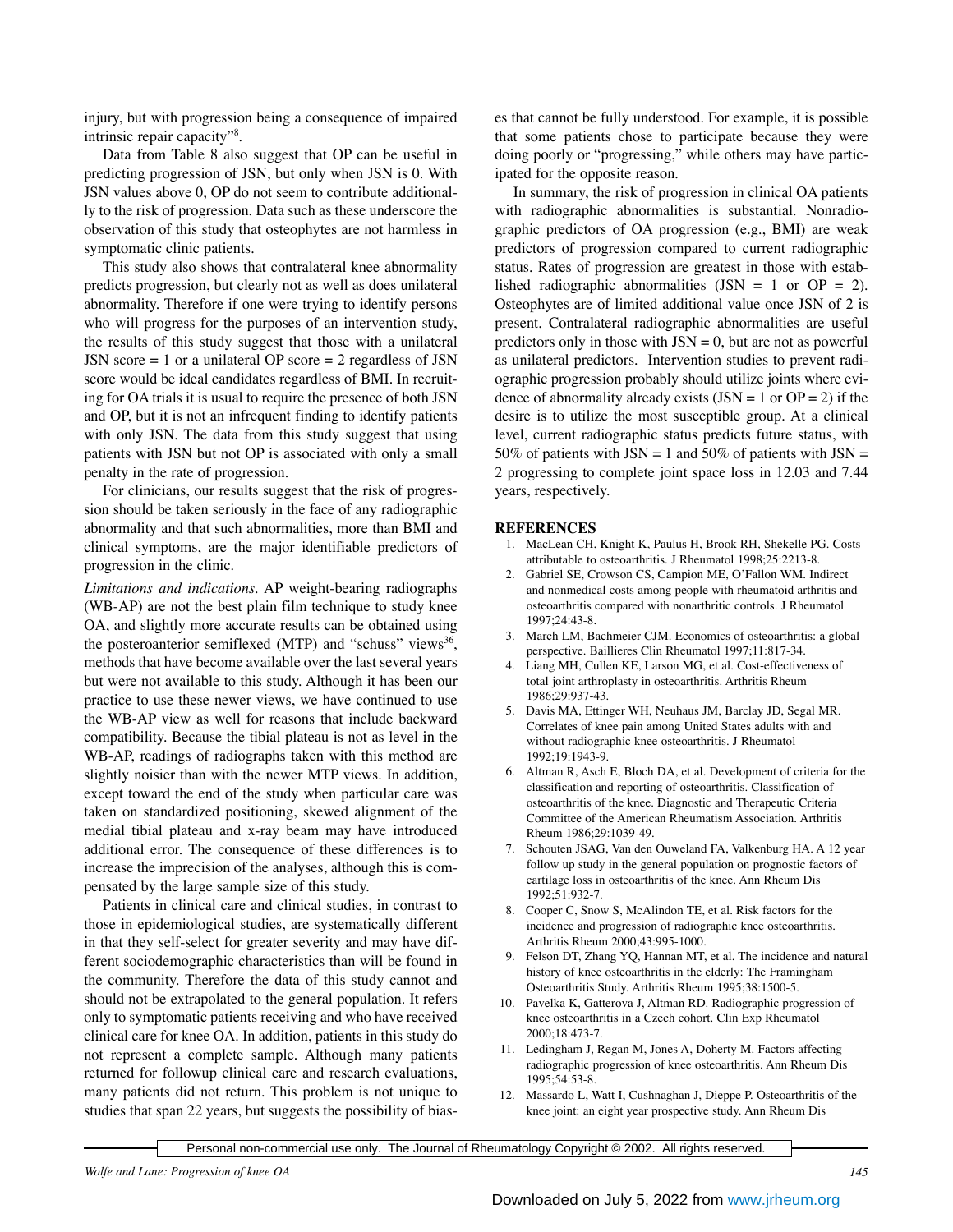injury, but with progression being a consequence of impaired intrinsic repair capacity"[8].

Data from Table 8 also suggest that OP can be useful in predicting progression of JSN, but only when JSN is 0. With JSN values above 0, OP do not seem to contribute additionally to the risk of progression. Data such as these underscore the observation of this study that osteophytes are not harmless in symptomatic clinic patients.

This study also shows that contralateral knee abnormality predicts progression, but clearly not as well as does unilateral abnormality. Therefore if one were trying to identify persons who will progress for the purposes of an intervention study, the results of this study suggest that those with a unilateral JSN score = 1 or a unilateral OP score = 2 regardless of JSN score would be ideal candidates regardless of BMI. In recruiting for OA trials it is usual to require the presence of both JSN and OP, but it is not an infrequent finding to identify patients with only JSN. The data from this study suggest that using patients with JSN but not OP is associated with only a small penalty in the rate of progression.

For clinicians, our results suggest that the risk of progression should be taken seriously in the face of any radiographic abnormality and that such abnormalities, more than BMI and clinical symptoms, are the major identifiable predictors of progression in the clinic.

*Limitations and indications.* AP weight-bearing radiographs (WB-AP) are not the best plain film technique to study knee OA, and slightly more accurate results can be obtained using the posteroanterior semiflexed (MTP) and "schuss" views[36], methods that have become available over the last several years but were not available to this study. Although it has been our practice to use these newer views, we have continued to use the WB-AP view as well for reasons that include backward compatibility. Because the tibial plateau is not as level in the WB-AP, readings of radiographs taken with this method are slightly noisier than with the newer MTP views. In addition, except toward the end of the study when particular care was taken on standardized positioning, skewed alignment of the medial tibial plateau and x-ray beam may have introduced additional error. The consequence of these differences is to increase the imprecision of the analyses, although this is compensated by the large sample size of this study.

Patients in clinical care and clinical studies, in contrast to those in epidemiological studies, are systematically different in that they self-select for greater severity and may have different sociodemographic characteristics than will be found in the community. Therefore the data of this study cannot and should not be extrapolated to the general population. It refers only to symptomatic patients receiving and who have received clinical care for knee OA. In addition, patients in this study do not represent a complete sample. Although many patients returned for followup clinical care and research evaluations, many patients did not return. This problem is not unique to studies that span 22 years, but suggests the possibility of biases that cannot be fully understood. For example, it is possible that some patients chose to participate because they were doing poorly or "progressing," while others may have participated for the opposite reason.

In summary, the risk of progression in clinical OA patients with radiographic abnormalities is substantial. Nonradiographic predictors of OA progression (e.g., BMI) are weak predictors of progression compared to current radiographic status. Rates of progression are greatest in those with established radiographic abnormalities (JSN = 1 or OP = 2). Osteophytes are of limited additional value once JSN of 2 is present. Contralateral radiographic abnormalities are useful predictors only in those with JSN = 0, but are not as powerful as unilateral predictors. Intervention studies to prevent radiographic progression probably should utilize joints where evidence of abnormality already exists (JSN = 1 or OP = 2) if the desire is to utilize the most susceptible group. At a clinical level, current radiographic status predicts future status, with 50% of patients with JSN = 1 and 50% of patients with JSN = 2 progressing to complete joint space loss in 12.03 and 7.44 years, respectively.

## REFERENCES

1. MacLean CH, Knight K, Paulus H, Brook RH, Shekelle PG. Costs attributable to osteoarthritis. J Rheumatol 1998;25:2213-8.
2. Gabriel SE, Crowson CS, Campion ME, O'Fallon WM. Indirect and nonmedical costs among people with rheumatoid arthritis and osteoarthritis compared with nonarthritic controls. J Rheumatol 1997;24:43-8.
3. March LM, Bachmeier CJM. Economics of osteoarthritis: a global perspective. Baillieres Clin Rheumatol 1997;11:817-34.
4. Liang MH, Cullen KE, Larson MG, et al. Cost-effectiveness of total joint arthroplasty in osteoarthritis. Arthritis Rheum 1986;29:937-43.
5. Davis MA, Ettinger WH, Neuhaus JM, Barclay JD, Segal MR. Correlates of knee pain among United States adults with and without radiographic knee osteoarthritis. J Rheumatol 1992;19:1943-9.
6. Altman R, Asch E, Bloch DA, et al. Development of criteria for the classification and reporting of osteoarthritis. Classification of osteoarthritis of the knee. Diagnostic and Therapeutic Criteria Committee of the American Rheumatism Association. Arthritis Rheum 1986;29:1039-49.
7. Schouten JSAG, Van den Ouweland FA, Valkenburg HA. A 12 year follow up study in the general population on prognostic factors of cartilage loss in osteoarthritis of the knee. Ann Rheum Dis 1992;51:932-7.
8. Cooper C, Snow S, McAlindon TE, et al. Risk factors for the incidence and progression of radiographic knee osteoarthritis. Arthritis Rheum 2000;43:995-1000.
9. Felson DT, Zhang YQ, Hannan MT, et al. The incidence and natural history of knee osteoarthritis in the elderly: The Framingham Osteoarthritis Study. Arthritis Rheum 1995;38:1500-5.
10. Pavelka K, Gatterova J, Altman RD. Radiographic progression of knee osteoarthritis in a Czech cohort. Clin Exp Rheumatol 2000;18:473-7.
11. Ledingham J, Regan M, Jones A, Doherty M. Factors affecting radiographic progression of knee osteoarthritis. Ann Rheum Dis 1995;54:53-8.
12. Massardo L, Watt I, Cushnaghan J, Dieppe P. Osteoarthritis of the knee joint: an eight year prospective study. Ann Rheum Dis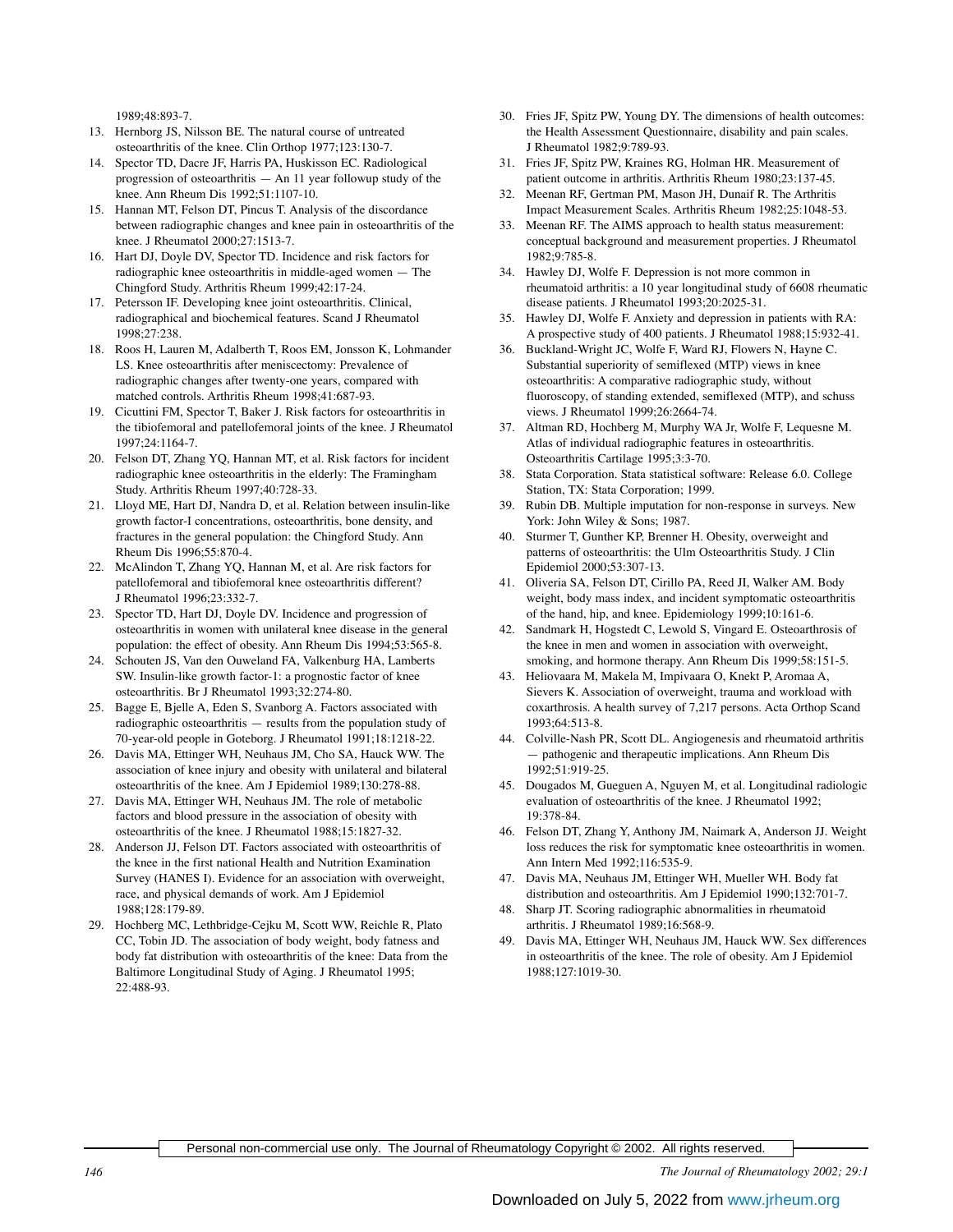1989;48:893-7.

13. Hernborg JS, Nilsson BE. The natural course of untreated osteoarthritis of the knee. Clin Orthop 1977;123:130-7.
14. Spector TD, Dacre JF, Harris PA, Huskisson EC. Radiological progression of osteoarthritis — An 11 year followup study of the knee. Ann Rheum Dis 1992;51:1107-10.
15. Hannan MT, Felson DT, Pincus T. Analysis of the discordance between radiographic changes and knee pain in osteoarthritis of the knee. J Rheumatol 2000;27:1513-7.
16. Hart DJ, Doyle DV, Spector TD. Incidence and risk factors for radiographic knee osteoarthritis in middle-aged women — The Chingford Study. Arthritis Rheum 1999;42:17-24.
17. Petersson IF. Developing knee joint osteoarthritis. Clinical, radiographical and biochemical features. Scand J Rheumatol 1998;27:238.
18. Roos H, Lauren M, Adalberth T, Roos EM, Jonsson K, Lohmander LS. Knee osteoarthritis after meniscectomy: Prevalence of radiographic changes after twenty-one years, compared with matched controls. Arthritis Rheum 1998;41:687-93.
19. Cicuttini FM, Spector T, Baker J. Risk factors for osteoarthritis in the tibiofemoral and patellofemoral joints of the knee. J Rheumatol 1997;24:1164-7.
20. Felson DT, Zhang YQ, Hannan MT, et al. Risk factors for incident radiographic knee osteoarthritis in the elderly: The Framingham Study. Arthritis Rheum 1997;40:728-33.
21. Lloyd ME, Hart DJ, Nandra D, et al. Relation between insulin-like growth factor-I concentrations, osteoarthritis, bone density, and fractures in the general population: the Chingford Study. Ann Rheum Dis 1996;55:870-4.
22. McAlindon T, Zhang YQ, Hannan M, et al. Are risk factors for patellofemoral and tibiofemoral knee osteoarthritis different? J Rheumatol 1996;23:332-7.
23. Spector TD, Hart DJ, Doyle DV. Incidence and progression of osteoarthritis in women with unilateral knee disease in the general population: the effect of obesity. Ann Rheum Dis 1994;53:565-8.
24. Schouten JS, Van den Ouweland FA, Valkenburg HA, Lamberts SW. Insulin-like growth factor-1: a prognostic factor of knee osteoarthritis. Br J Rheumatol 1993;32:274-80.
25. Bagge E, Bjelle A, Eden S, Svanborg A. Factors associated with radiographic osteoarthritis — results from the population study of 70-year-old people in Goteborg. J Rheumatol 1991;18:1218-22.
26. Davis MA, Ettinger WH, Neuhaus JM, Cho SA, Hauck WW. The association of knee injury and obesity with unilateral and bilateral osteoarthritis of the knee. Am J Epidemiol 1989;130:278-88.
27. Davis MA, Ettinger WH, Neuhaus JM. The role of metabolic factors and blood pressure in the association of obesity with osteoarthritis of the knee. J Rheumatol 1988;15:1827-32.
28. Anderson JJ, Felson DT. Factors associated with osteoarthritis of the knee in the first national Health and Nutrition Examination Survey (HANES I). Evidence for an association with overweight, race, and physical demands of work. Am J Epidemiol 1988;128:179-89.
29. Hochberg MC, Lethbridge-Cejku M, Scott WW, Reichle R, Plato CC, Tobin JD. The association of body weight, body fatness and body fat distribution with osteoarthritis of the knee: Data from the Baltimore Longitudinal Study of Aging. J Rheumatol 1995; 22:488-93.
30. Fries JF, Spitz PW, Young DY. The dimensions of health outcomes: the Health Assessment Questionnaire, disability and pain scales. J Rheumatol 1982;9:789-93.
31. Fries JF, Spitz PW, Kraines RG, Holman HR. Measurement of patient outcome in arthritis. Arthritis Rheum 1980;23:137-45.
32. Meenan RF, Gertman PM, Mason JH, Dunaif R. The Arthritis Impact Measurement Scales. Arthritis Rheum 1982;25:1048-53.
33. Meenan RF. The AIMS approach to health status measurement: conceptual background and measurement properties. J Rheumatol 1982;9:785-8.
34. Hawley DJ, Wolfe F. Depression is not more common in rheumatoid arthritis: a 10 year longitudinal study of 6608 rheumatic disease patients. J Rheumatol 1993;20:2025-31.
35. Hawley DJ, Wolfe F. Anxiety and depression in patients with RA: A prospective study of 400 patients. J Rheumatol 1988;15:932-41.
36. Buckland-Wright JC, Wolfe F, Ward RJ, Flowers N, Hayne C. Substantial superiority of semiflexed (MTP) views in knee osteoarthritis: A comparative radiographic study, without fluoroscopy, of standing extended, semiflexed (MTP), and schuss views. J Rheumatol 1999;26:2664-74.
37. Altman RD, Hochberg M, Murphy WA Jr, Wolfe F, Lequesne M. Atlas of individual radiographic features in osteoarthritis. Osteoarthritis Cartilage 1995;3:3-70.
38. Stata Corporation. Stata statistical software: Release 6.0. College Station, TX: Stata Corporation; 1999.
39. Rubin DB. Multiple imputation for non-response in surveys. New York: John Wiley & Sons; 1987.
40. Sturmer T, Gunther KP, Brenner H. Obesity, overweight and patterns of osteoarthritis: the Ulm Osteoarthritis Study. J Clin Epidemiol 2000;53:307-13.
41. Oliveria SA, Felson DT, Cirillo PA, Reed JI, Walker AM. Body weight, body mass index, and incident symptomatic osteoarthritis of the hand, hip, and knee. Epidemiology 1999;10:161-6.
42. Sandmark H, Hogstedt C, Lewold S, Vingard E. Osteoarthrosis of the knee in men and women in association with overweight, smoking, and hormone therapy. Ann Rheum Dis 1999;58:151-5.
43. Heliovaara M, Makela M, Impivaara O, Knekt P, Aromaa A, Sievers K. Association of overweight, trauma and workload with coxarthrosis. A health survey of 7,217 persons. Acta Orthop Scand 1993;64:513-8.
44. Colville-Nash PR, Scott DL. Angiogenesis and rheumatoid arthritis — pathogenic and therapeutic implications. Ann Rheum Dis 1992;51:919-25.
45. Dougados M, Gueguen A, Nguyen M, et al. Longitudinal radiologic evaluation of osteoarthritis of the knee. J Rheumatol 1992; 19:378-84.
46. Felson DT, Zhang Y, Anthony JM, Naimark A, Anderson JJ. Weight loss reduces the risk for symptomatic knee osteoarthritis in women. Ann Intern Med 1992;116:535-9.
47. Davis MA, Neuhaus JM, Ettinger WH, Mueller WH. Body fat distribution and osteoarthritis. Am J Epidemiol 1990;132:701-7.
48. Sharp JT. Scoring radiographic abnormalities in rheumatoid arthritis. J Rheumatol 1989;16:568-9.
49. Davis MA, Ettinger WH, Neuhaus JM, Hauck WW. Sex differences in osteoarthritis of the knee. The role of obesity. Am J Epidemiol 1988;127:1019-30.